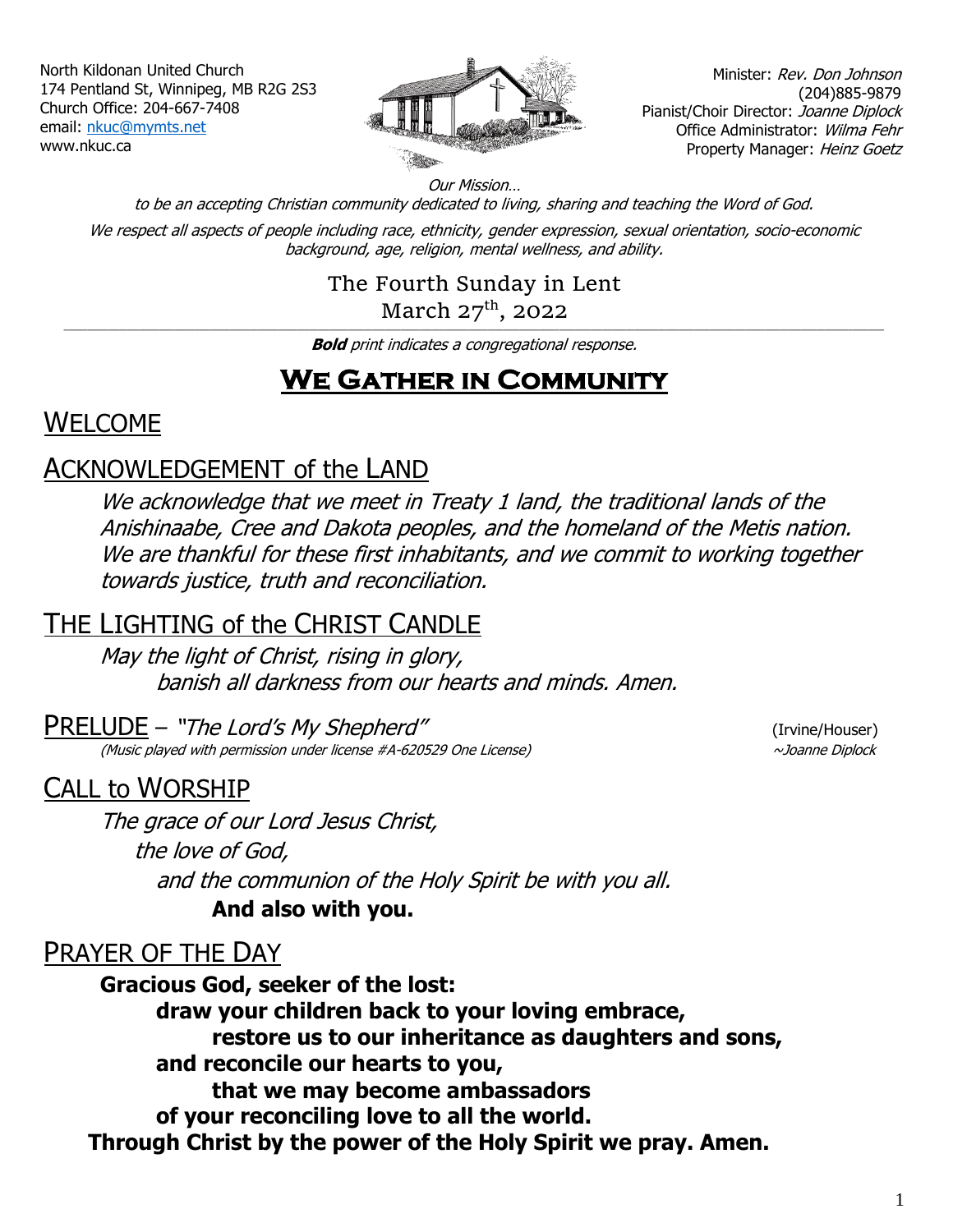North Kildonan United Church
174 Pentland St, Winnipeg, MB R2G 2S3
Church Office: 204-667-7408
email: nkuc@mymts.net
www.nkuc.ca

Minister: *Rev. Don Johnson*
(204)885-9879
Pianist/Choir Director: *Joanne Diplock*
Office Administrator: *Wilma Fehr*
Property Manager: *Heinz Goetz*

*Our Mission…*
*to be an accepting Christian community dedicated to living, sharing and teaching the Word of God.*

*We respect all aspects of people including race, ethnicity, gender expression, sexual orientation, socio-economic background, age, religion, mental wellness, and ability.*

The Fourth Sunday in Lent
March 27th, 2022

***Bold** print indicates a congregational response.*

# We Gather in Community

## WELCOME

## ACKNOWLEDGEMENT of the LAND

*We acknowledge that we meet in Treaty 1 land, the traditional lands of the Anishinaabe, Cree and Dakota peoples, and the homeland of the Metis nation. We are thankful for these first inhabitants, and we commit to working together towards justice, truth and reconciliation.*

## THE LIGHTING of the CHRIST CANDLE

*May the light of Christ, rising in glory,*
*banish all darkness from our hearts and minds. Amen.*

## PRELUDE – *"The Lord's My Shepherd"* (Irvine/Houser)

*(Music played with permission under license #A-620529 One License)* *~Joanne Diplock*

## CALL to WORSHIP

*The grace of our Lord Jesus Christ,*
*the love of God,*
*and the communion of the Holy Spirit be with you all.*
**And also with you.**

## PRAYER OF THE DAY

**Gracious God, seeker of the lost:**
**draw your children back to your loving embrace,**
**restore us to our inheritance as daughters and sons,**
**and reconcile our hearts to you,**
**that we may become ambassadors**
**of your reconciling love to all the world.**
**Through Christ by the power of the Holy Spirit we pray. Amen.**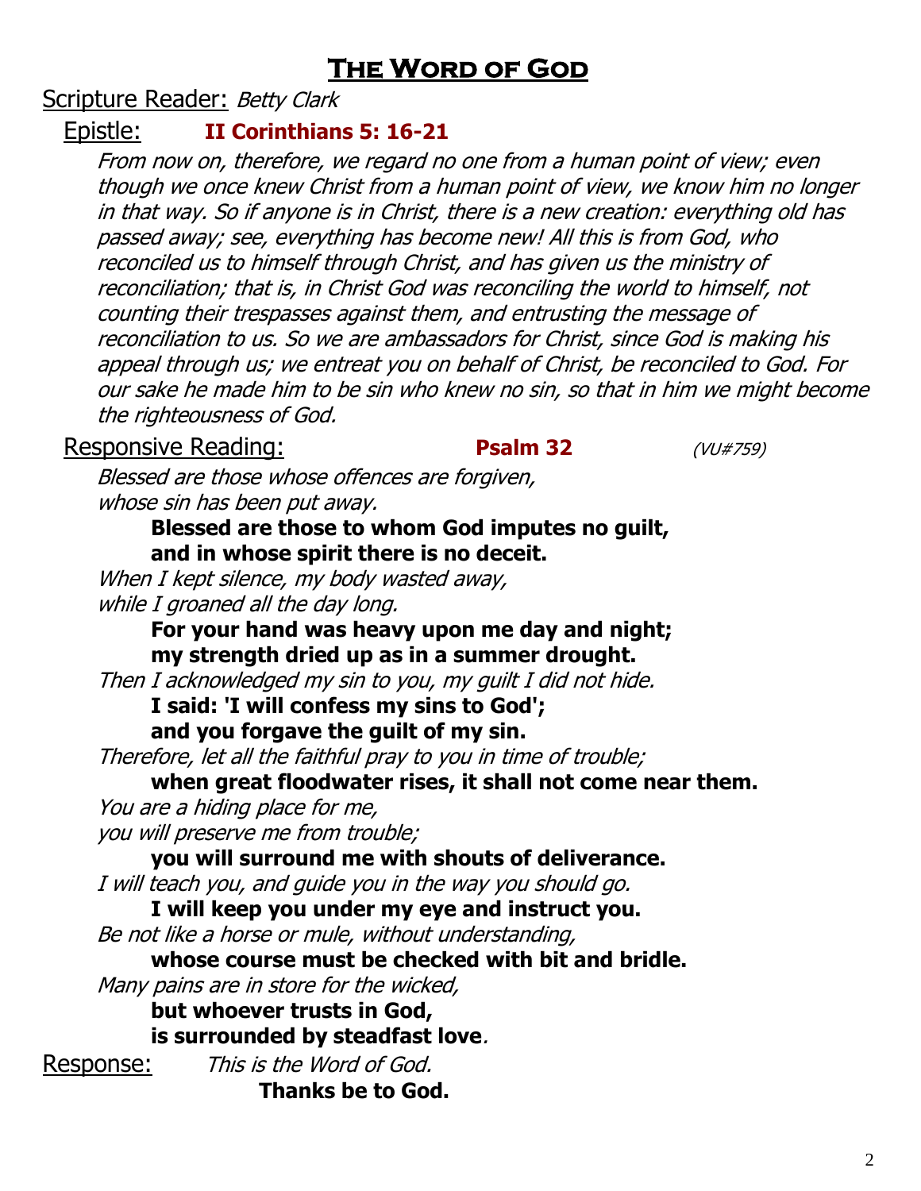# The Word of God

Scripture Reader: *Betty Clark*

Epistle: **II Corinthians 5: 16-21**

*From now on, therefore, we regard no one from a human point of view; even though we once knew Christ from a human point of view, we know him no longer in that way. So if anyone is in Christ, there is a new creation: everything old has passed away; see, everything has become new! All this is from God, who reconciled us to himself through Christ, and has given us the ministry of reconciliation; that is, in Christ God was reconciling the world to himself, not counting their trespasses against them, and entrusting the message of reconciliation to us. So we are ambassadors for Christ, since God is making his appeal through us; we entreat you on behalf of Christ, be reconciled to God. For our sake he made him to be sin who knew no sin, so that in him we might become the righteousness of God.*

Responsive Reading: **Psalm 32** *(VU#759)*

*Blessed are those whose offences are forgiven,*
*whose sin has been put away.*

**Blessed are those to whom God imputes no guilt,**
**and in whose spirit there is no deceit.**

*When I kept silence, my body wasted away,*
*while I groaned all the day long.*

**For your hand was heavy upon me day and night;**
**my strength dried up as in a summer drought.**

*Then I acknowledged my sin to you, my guilt I did not hide.*

**I said: 'I will confess my sins to God';**
**and you forgave the guilt of my sin.**

*Therefore, let all the faithful pray to you in time of trouble;*

**when great floodwater rises, it shall not come near them.**

*You are a hiding place for me,*
*you will preserve me from trouble;*

**you will surround me with shouts of deliverance.**

*I will teach you, and guide you in the way you should go.*

**I will keep you under my eye and instruct you.**

*Be not like a horse or mule, without understanding,*

**whose course must be checked with bit and bridle.**

*Many pains are in store for the wicked,*

**but whoever trusts in God,**
**is surrounded by steadfast love.**

Response: *This is the Word of God.*

**Thanks be to God.**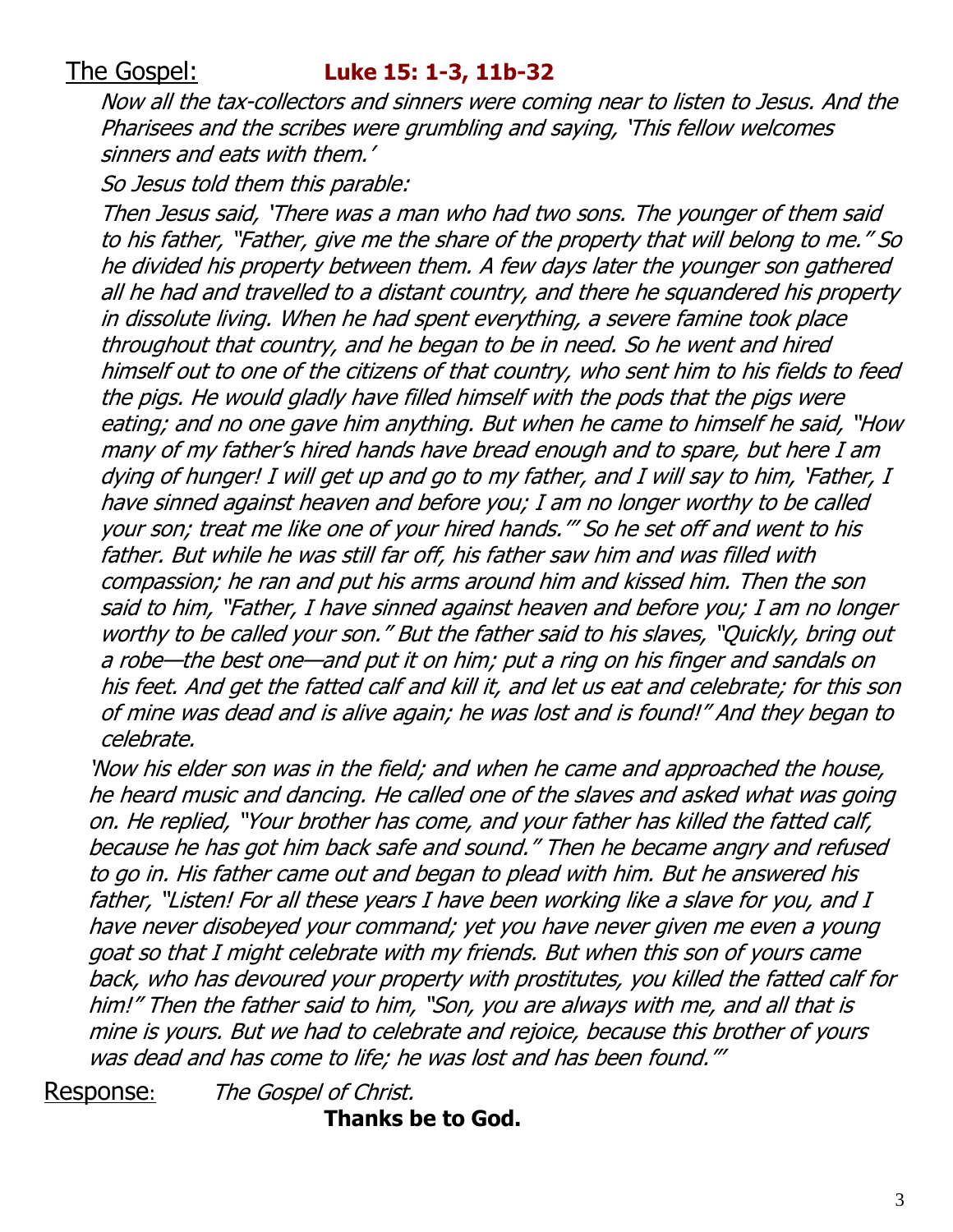The Gospel: **Luke 15: 1-3, 11b-32**

*Now all the tax-collectors and sinners were coming near to listen to Jesus. And the Pharisees and the scribes were grumbling and saying, 'This fellow welcomes sinners and eats with them.'*

*So Jesus told them this parable:*

*Then Jesus said, 'There was a man who had two sons. The younger of them said to his father, "Father, give me the share of the property that will belong to me." So he divided his property between them. A few days later the younger son gathered all he had and travelled to a distant country, and there he squandered his property in dissolute living. When he had spent everything, a severe famine took place throughout that country, and he began to be in need. So he went and hired himself out to one of the citizens of that country, who sent him to his fields to feed the pigs. He would gladly have filled himself with the pods that the pigs were eating; and no one gave him anything. But when he came to himself he said, "How many of my father's hired hands have bread enough and to spare, but here I am dying of hunger! I will get up and go to my father, and I will say to him, 'Father, I have sinned against heaven and before you; I am no longer worthy to be called your son; treat me like one of your hired hands.'" So he set off and went to his father. But while he was still far off, his father saw him and was filled with compassion; he ran and put his arms around him and kissed him. Then the son said to him, "Father, I have sinned against heaven and before you; I am no longer worthy to be called your son." But the father said to his slaves, "Quickly, bring out a robe—the best one—and put it on him; put a ring on his finger and sandals on his feet. And get the fatted calf and kill it, and let us eat and celebrate; for this son of mine was dead and is alive again; he was lost and is found!" And they began to celebrate.*

*'Now his elder son was in the field; and when he came and approached the house, he heard music and dancing. He called one of the slaves and asked what was going on. He replied, "Your brother has come, and your father has killed the fatted calf, because he has got him back safe and sound." Then he became angry and refused to go in. His father came out and began to plead with him. But he answered his father, "Listen! For all these years I have been working like a slave for you, and I have never disobeyed your command; yet you have never given me even a young goat so that I might celebrate with my friends. But when this son of yours came back, who has devoured your property with prostitutes, you killed the fatted calf for him!" Then the father said to him, "Son, you are always with me, and all that is mine is yours. But we had to celebrate and rejoice, because this brother of yours was dead and has come to life; he was lost and has been found."'*

Response: *The Gospel of Christ.*

**Thanks be to God.**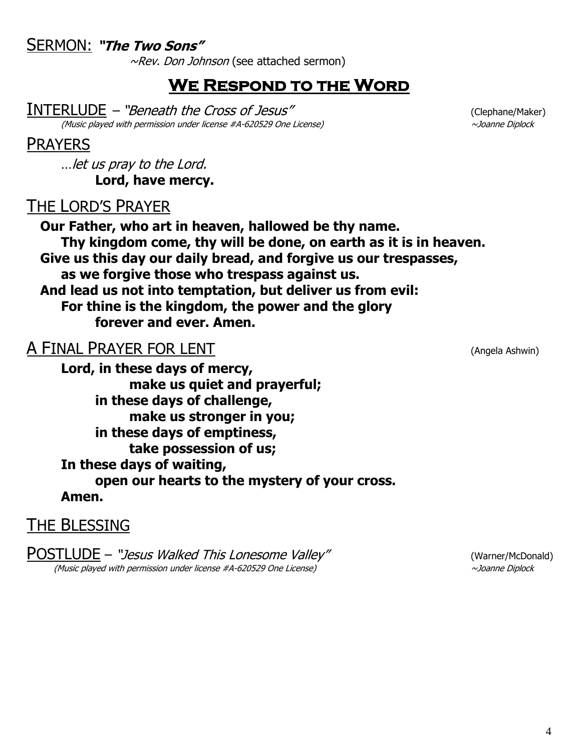## SERMON: ***"The Two Sons"***

*~Rev. Don Johnson* (see attached sermon)

# We Respond to the Word

## INTERLUDE – *"Beneath the Cross of Jesus"* (Clephane/Maker)

*(Music played with permission under license #A-620529 One License)* *~Joanne Diplock*

## PRAYERS

…*let us pray to the Lord.*
**Lord, have mercy.**

## THE LORD'S PRAYER

**Our Father, who art in heaven, hallowed be thy name.**
**Thy kingdom come, thy will be done, on earth as it is in heaven.**
**Give us this day our daily bread, and forgive us our trespasses,**
**as we forgive those who trespass against us.**
**And lead us not into temptation, but deliver us from evil:**
**For thine is the kingdom, the power and the glory**
**forever and ever. Amen.**

## A FINAL PRAYER FOR LENT (Angela Ashwin)

**Lord, in these days of mercy,**
**make us quiet and prayerful;**
**in these days of challenge,**
**make us stronger in you;**
**in these days of emptiness,**
**take possession of us;**
**In these days of waiting,**
**open our hearts to the mystery of your cross.**
**Amen.**

## THE BLESSING

## POSTLUDE – *"Jesus Walked This Lonesome Valley"* (Warner/McDonald)

*(Music played with permission under license #A-620529 One License)* *~Joanne Diplock*